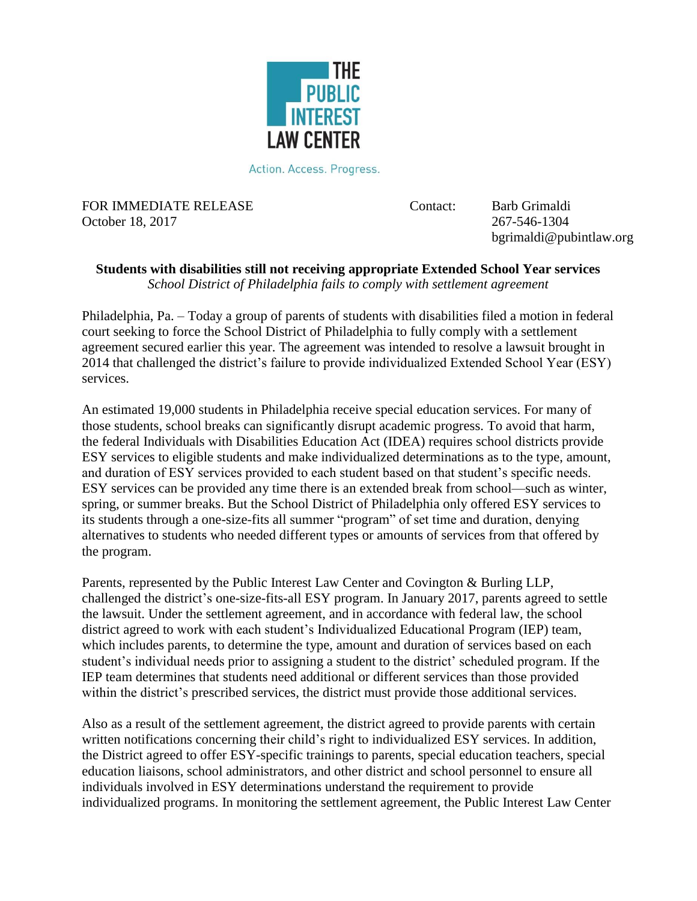THE PUBLIC INTEREST LAW CENTER

Action. Access. Progress.

FOR IMMEDIATE RELEASE
October 18, 2017

Contact: Barb Grimaldi
267-546-1304
bgrimaldi@pubintlaw.org

**Students with disabilities still not receiving appropriate Extended School Year services**
*School District of Philadelphia fails to comply with settlement agreement*

Philadelphia, Pa. – Today a group of parents of students with disabilities filed a motion in federal court seeking to force the School District of Philadelphia to fully comply with a settlement agreement secured earlier this year. The agreement was intended to resolve a lawsuit brought in 2014 that challenged the district's failure to provide individualized Extended School Year (ESY) services.

An estimated 19,000 students in Philadelphia receive special education services. For many of those students, school breaks can significantly disrupt academic progress. To avoid that harm, the federal Individuals with Disabilities Education Act (IDEA) requires school districts provide ESY services to eligible students and make individualized determinations as to the type, amount, and duration of ESY services provided to each student based on that student's specific needs. ESY services can be provided any time there is an extended break from school—such as winter, spring, or summer breaks. But the School District of Philadelphia only offered ESY services to its students through a one-size-fits all summer "program" of set time and duration, denying alternatives to students who needed different types or amounts of services from that offered by the program.

Parents, represented by the Public Interest Law Center and Covington & Burling LLP, challenged the district's one-size-fits-all ESY program. In January 2017, parents agreed to settle the lawsuit. Under the settlement agreement, and in accordance with federal law, the school district agreed to work with each student's Individualized Educational Program (IEP) team, which includes parents, to determine the type, amount and duration of services based on each student's individual needs prior to assigning a student to the district' scheduled program. If the IEP team determines that students need additional or different services than those provided within the district's prescribed services, the district must provide those additional services.

Also as a result of the settlement agreement, the district agreed to provide parents with certain written notifications concerning their child's right to individualized ESY services. In addition, the District agreed to offer ESY-specific trainings to parents, special education teachers, special education liaisons, school administrators, and other district and school personnel to ensure all individuals involved in ESY determinations understand the requirement to provide individualized programs. In monitoring the settlement agreement, the Public Interest Law Center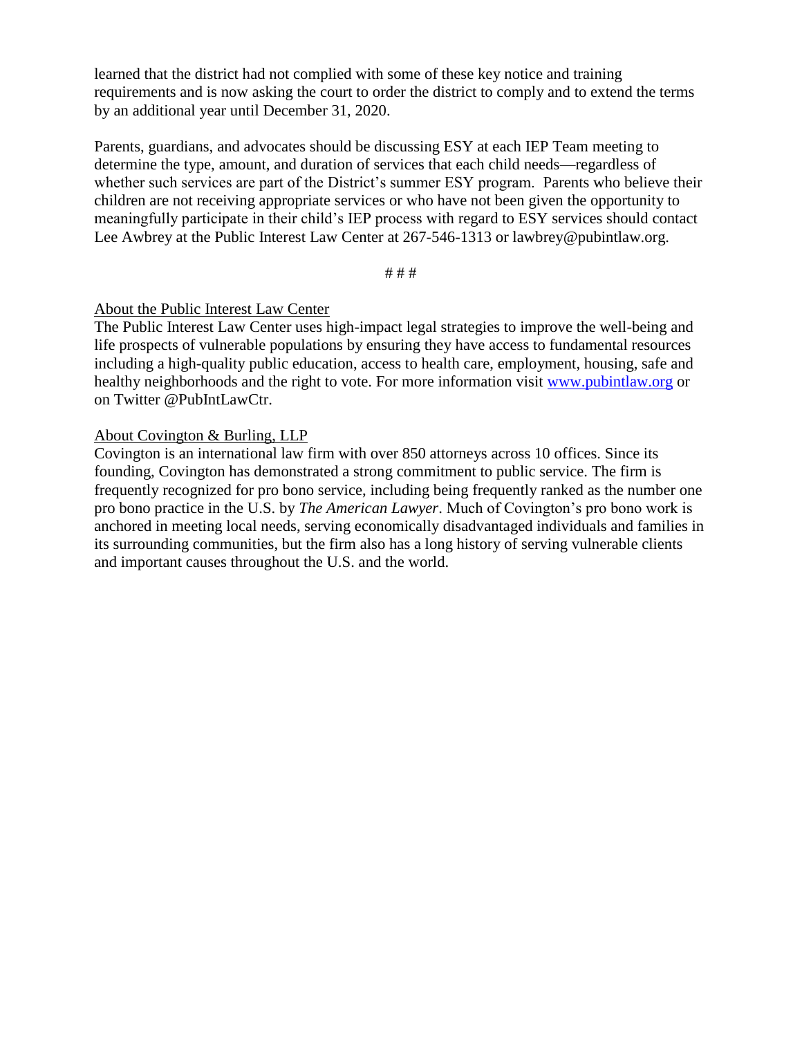learned that the district had not complied with some of these key notice and training requirements and is now asking the court to order the district to comply and to extend the terms by an additional year until December 31, 2020.

Parents, guardians, and advocates should be discussing ESY at each IEP Team meeting to determine the type, amount, and duration of services that each child needs—regardless of whether such services are part of the District's summer ESY program. Parents who believe their children are not receiving appropriate services or who have not been given the opportunity to meaningfully participate in their child's IEP process with regard to ESY services should contact Lee Awbrey at the Public Interest Law Center at 267-546-1313 or lawbrey@pubintlaw.org.

# # #

About the Public Interest Law Center

The Public Interest Law Center uses high-impact legal strategies to improve the well-being and life prospects of vulnerable populations by ensuring they have access to fundamental resources including a high-quality public education, access to health care, employment, housing, safe and healthy neighborhoods and the right to vote. For more information visit [www.pubintlaw.org](http://www.pubintlaw.org) or on Twitter @PubIntLawCtr.

About Covington & Burling, LLP

Covington is an international law firm with over 850 attorneys across 10 offices. Since its founding, Covington has demonstrated a strong commitment to public service. The firm is frequently recognized for pro bono service, including being frequently ranked as the number one pro bono practice in the U.S. by *The American Lawyer*. Much of Covington's pro bono work is anchored in meeting local needs, serving economically disadvantaged individuals and families in its surrounding communities, but the firm also has a long history of serving vulnerable clients and important causes throughout the U.S. and the world.